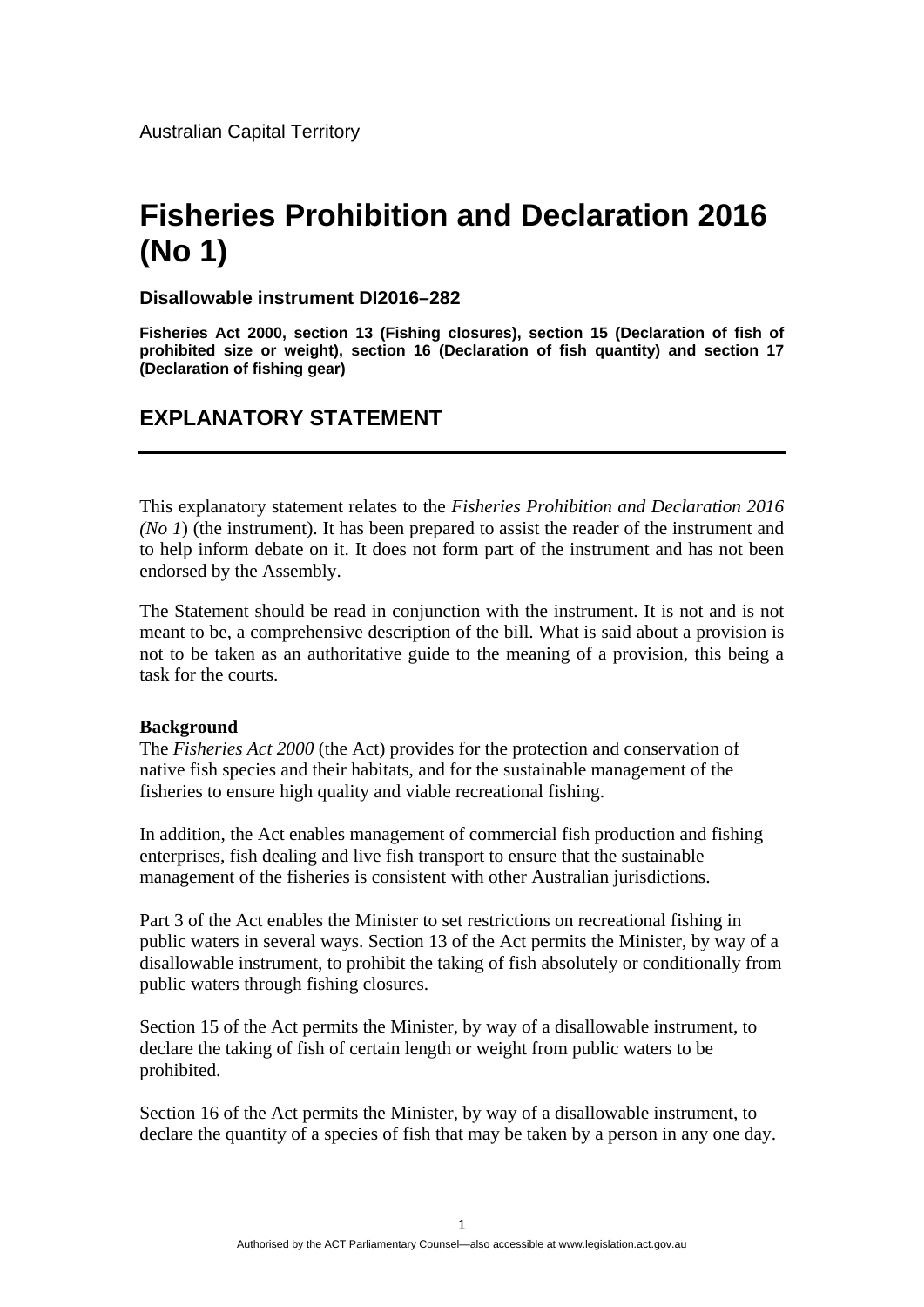Australian Capital Territory

# Fisheries Prohibition and Declaration 2016 (No 1)

**Disallowable instrument DI2016–282**

**Fisheries Act 2000, section 13 (Fishing closures), section 15 (Declaration of fish of prohibited size or weight), section 16 (Declaration of fish quantity) and section 17 (Declaration of fishing gear)**

## EXPLANATORY STATEMENT

This explanatory statement relates to the *Fisheries Prohibition and Declaration 2016 (No 1*) (the instrument). It has been prepared to assist the reader of the instrument and to help inform debate on it. It does not form part of the instrument and has not been endorsed by the Assembly.

The Statement should be read in conjunction with the instrument. It is not and is not meant to be, a comprehensive description of the bill. What is said about a provision is not to be taken as an authoritative guide to the meaning of a provision, this being a task for the courts.

**Background**

The *Fisheries Act 2000* (the Act) provides for the protection and conservation of native fish species and their habitats, and for the sustainable management of the fisheries to ensure high quality and viable recreational fishing.

In addition, the Act enables management of commercial fish production and fishing enterprises, fish dealing and live fish transport to ensure that the sustainable management of the fisheries is consistent with other Australian jurisdictions.

Part 3 of the Act enables the Minister to set restrictions on recreational fishing in public waters in several ways. Section 13 of the Act permits the Minister, by way of a disallowable instrument, to prohibit the taking of fish absolutely or conditionally from public waters through fishing closures.

Section 15 of the Act permits the Minister, by way of a disallowable instrument, to declare the taking of fish of certain length or weight from public waters to be prohibited.

Section 16 of the Act permits the Minister, by way of a disallowable instrument, to declare the quantity of a species of fish that may be taken by a person in any one day.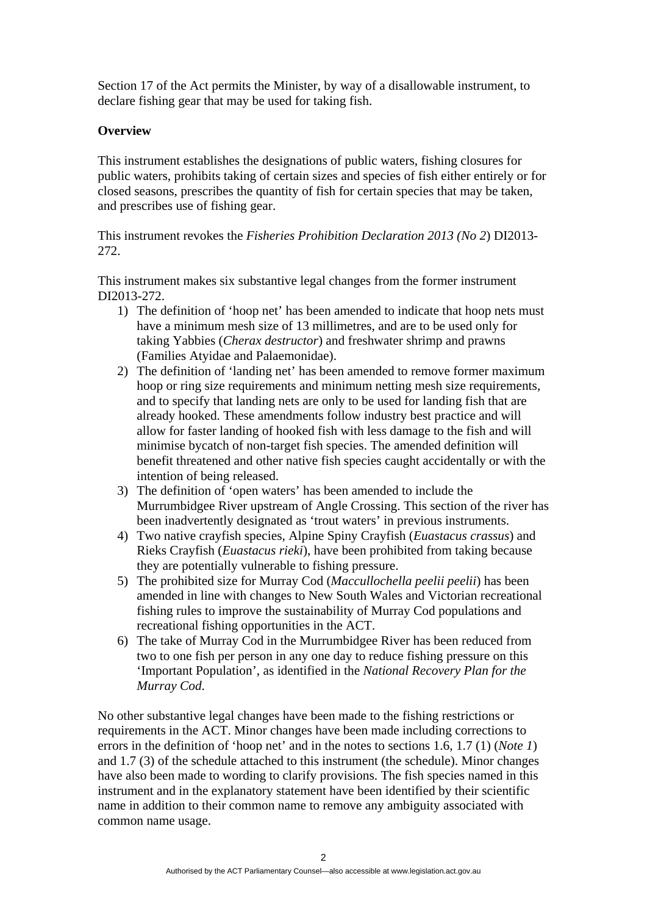Section 17 of the Act permits the Minister, by way of a disallowable instrument, to declare fishing gear that may be used for taking fish.

**Overview**

This instrument establishes the designations of public waters, fishing closures for public waters, prohibits taking of certain sizes and species of fish either entirely or for closed seasons, prescribes the quantity of fish for certain species that may be taken, and prescribes use of fishing gear.

This instrument revokes the *Fisheries Prohibition Declaration 2013 (No 2*) DI2013-272.

This instrument makes six substantive legal changes from the former instrument DI2013-272.

1) The definition of 'hoop net' has been amended to indicate that hoop nets must have a minimum mesh size of 13 millimetres, and are to be used only for taking Yabbies (*Cherax destructor*) and freshwater shrimp and prawns (Families Atyidae and Palaemonidae).
2) The definition of 'landing net' has been amended to remove former maximum hoop or ring size requirements and minimum netting mesh size requirements, and to specify that landing nets are only to be used for landing fish that are already hooked. These amendments follow industry best practice and will allow for faster landing of hooked fish with less damage to the fish and will minimise bycatch of non-target fish species. The amended definition will benefit threatened and other native fish species caught accidentally or with the intention of being released.
3) The definition of 'open waters' has been amended to include the Murrumbidgee River upstream of Angle Crossing. This section of the river has been inadvertently designated as 'trout waters' in previous instruments.
4) Two native crayfish species, Alpine Spiny Crayfish (*Euastacus crassus*) and Rieks Crayfish (*Euastacus rieki*), have been prohibited from taking because they are potentially vulnerable to fishing pressure.
5) The prohibited size for Murray Cod (*Maccullochella peelii peelii*) has been amended in line with changes to New South Wales and Victorian recreational fishing rules to improve the sustainability of Murray Cod populations and recreational fishing opportunities in the ACT.
6) The take of Murray Cod in the Murrumbidgee River has been reduced from two to one fish per person in any one day to reduce fishing pressure on this 'Important Population', as identified in the *National Recovery Plan for the Murray Cod*.

No other substantive legal changes have been made to the fishing restrictions or requirements in the ACT. Minor changes have been made including corrections to errors in the definition of 'hoop net' and in the notes to sections 1.6, 1.7 (1) (*Note 1*) and 1.7 (3) of the schedule attached to this instrument (the schedule). Minor changes have also been made to wording to clarify provisions. The fish species named in this instrument and in the explanatory statement have been identified by their scientific name in addition to their common name to remove any ambiguity associated with common name usage.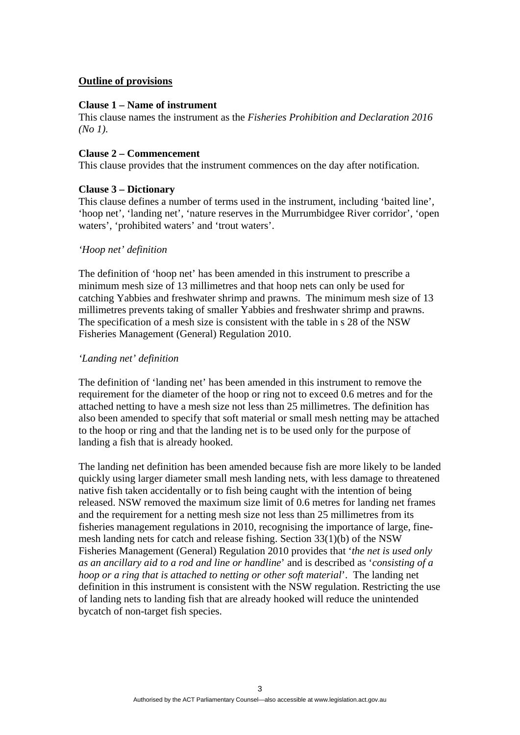**Outline of provisions**

**Clause 1 – Name of instrument**
This clause names the instrument as the *Fisheries Prohibition and Declaration 2016 (No 1)*.

**Clause 2 – Commencement**
This clause provides that the instrument commences on the day after notification.

**Clause 3 – Dictionary**
This clause defines a number of terms used in the instrument, including 'baited line', 'hoop net', 'landing net', 'nature reserves in the Murrumbidgee River corridor', 'open waters', 'prohibited waters' and 'trout waters'.

*'Hoop net' definition*

The definition of 'hoop net' has been amended in this instrument to prescribe a minimum mesh size of 13 millimetres and that hoop nets can only be used for catching Yabbies and freshwater shrimp and prawns. The minimum mesh size of 13 millimetres prevents taking of smaller Yabbies and freshwater shrimp and prawns. The specification of a mesh size is consistent with the table in s 28 of the NSW Fisheries Management (General) Regulation 2010.

*'Landing net' definition*

The definition of 'landing net' has been amended in this instrument to remove the requirement for the diameter of the hoop or ring not to exceed 0.6 metres and for the attached netting to have a mesh size not less than 25 millimetres. The definition has also been amended to specify that soft material or small mesh netting may be attached to the hoop or ring and that the landing net is to be used only for the purpose of landing a fish that is already hooked.

The landing net definition has been amended because fish are more likely to be landed quickly using larger diameter small mesh landing nets, with less damage to threatened native fish taken accidentally or to fish being caught with the intention of being released. NSW removed the maximum size limit of 0.6 metres for landing net frames and the requirement for a netting mesh size not less than 25 millimetres from its fisheries management regulations in 2010, recognising the importance of large, fine-mesh landing nets for catch and release fishing. Section 33(1)(b) of the NSW Fisheries Management (General) Regulation 2010 provides that '*the net is used only as an ancillary aid to a rod and line or handline*' and is described as '*consisting of a hoop or a ring that is attached to netting or other soft material*'. The landing net definition in this instrument is consistent with the NSW regulation. Restricting the use of landing nets to landing fish that are already hooked will reduce the unintended bycatch of non-target fish species.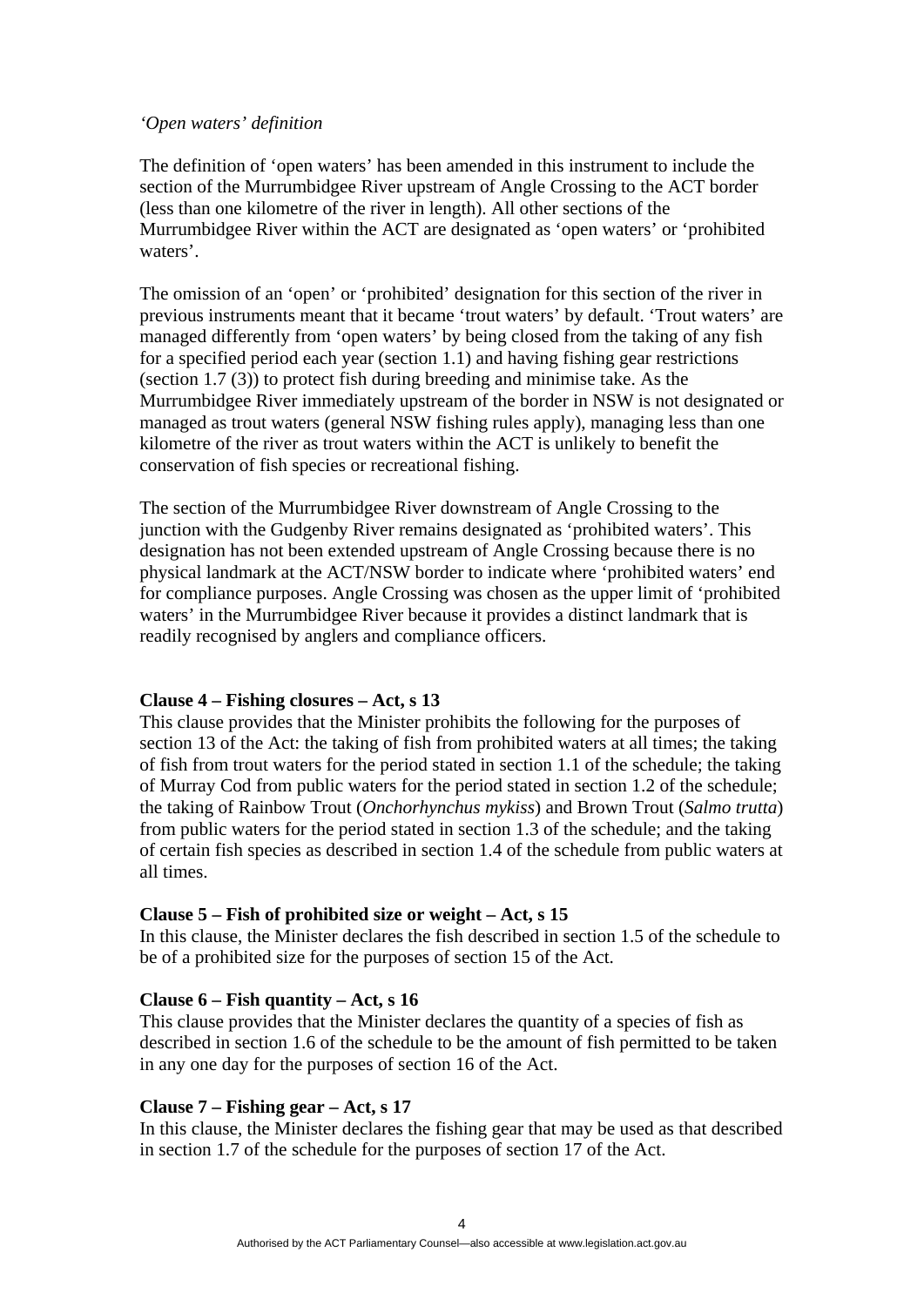*'Open waters' definition*

The definition of 'open waters' has been amended in this instrument to include the section of the Murrumbidgee River upstream of Angle Crossing to the ACT border (less than one kilometre of the river in length). All other sections of the Murrumbidgee River within the ACT are designated as 'open waters' or 'prohibited waters'.

The omission of an 'open' or 'prohibited' designation for this section of the river in previous instruments meant that it became 'trout waters' by default. 'Trout waters' are managed differently from 'open waters' by being closed from the taking of any fish for a specified period each year (section 1.1) and having fishing gear restrictions (section 1.7 (3)) to protect fish during breeding and minimise take. As the Murrumbidgee River immediately upstream of the border in NSW is not designated or managed as trout waters (general NSW fishing rules apply), managing less than one kilometre of the river as trout waters within the ACT is unlikely to benefit the conservation of fish species or recreational fishing.

The section of the Murrumbidgee River downstream of Angle Crossing to the junction with the Gudgenby River remains designated as 'prohibited waters'. This designation has not been extended upstream of Angle Crossing because there is no physical landmark at the ACT/NSW border to indicate where 'prohibited waters' end for compliance purposes. Angle Crossing was chosen as the upper limit of 'prohibited waters' in the Murrumbidgee River because it provides a distinct landmark that is readily recognised by anglers and compliance officers.

**Clause 4 – Fishing closures – Act, s 13**

This clause provides that the Minister prohibits the following for the purposes of section 13 of the Act: the taking of fish from prohibited waters at all times; the taking of fish from trout waters for the period stated in section 1.1 of the schedule; the taking of Murray Cod from public waters for the period stated in section 1.2 of the schedule; the taking of Rainbow Trout (*Onchorhynchus mykiss*) and Brown Trout (*Salmo trutta*) from public waters for the period stated in section 1.3 of the schedule; and the taking of certain fish species as described in section 1.4 of the schedule from public waters at all times.

**Clause 5 – Fish of prohibited size or weight – Act, s 15**

In this clause, the Minister declares the fish described in section 1.5 of the schedule to be of a prohibited size for the purposes of section 15 of the Act.

**Clause 6 – Fish quantity – Act, s 16**

This clause provides that the Minister declares the quantity of a species of fish as described in section 1.6 of the schedule to be the amount of fish permitted to be taken in any one day for the purposes of section 16 of the Act.

**Clause 7 – Fishing gear – Act, s 17**

In this clause, the Minister declares the fishing gear that may be used as that described in section 1.7 of the schedule for the purposes of section 17 of the Act.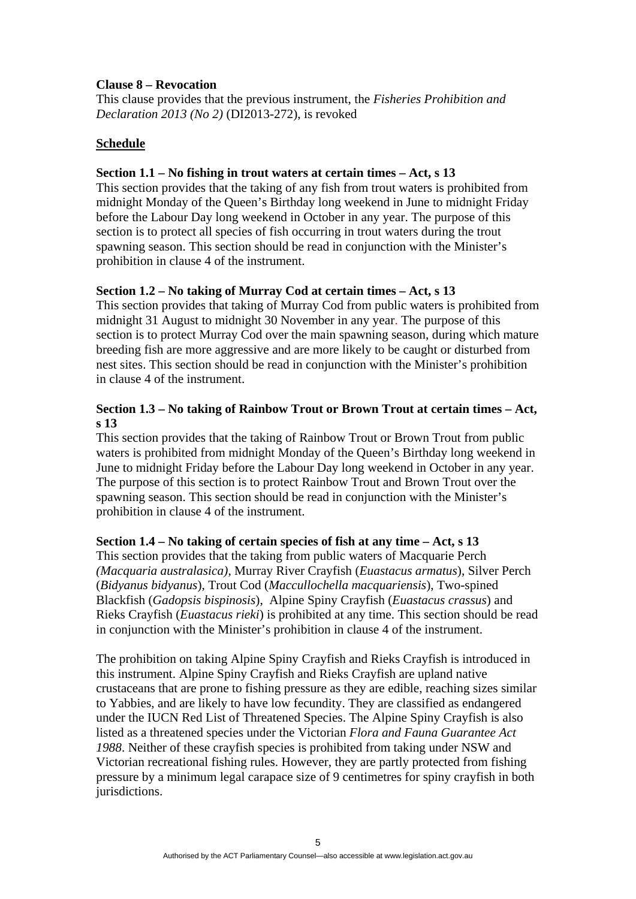**Clause 8 – Revocation**

This clause provides that the previous instrument, the *Fisheries Prohibition and Declaration 2013 (No 2)* (DI2013-272), is revoked

**Schedule**

**Section 1.1 – No fishing in trout waters at certain times – Act, s 13**

This section provides that the taking of any fish from trout waters is prohibited from midnight Monday of the Queen's Birthday long weekend in June to midnight Friday before the Labour Day long weekend in October in any year. The purpose of this section is to protect all species of fish occurring in trout waters during the trout spawning season. This section should be read in conjunction with the Minister's prohibition in clause 4 of the instrument.

**Section 1.2 – No taking of Murray Cod at certain times – Act, s 13**

This section provides that taking of Murray Cod from public waters is prohibited from midnight 31 August to midnight 30 November in any year. The purpose of this section is to protect Murray Cod over the main spawning season, during which mature breeding fish are more aggressive and are more likely to be caught or disturbed from nest sites. This section should be read in conjunction with the Minister's prohibition in clause 4 of the instrument.

**Section 1.3 – No taking of Rainbow Trout or Brown Trout at certain times – Act, s 13**

This section provides that the taking of Rainbow Trout or Brown Trout from public waters is prohibited from midnight Monday of the Queen's Birthday long weekend in June to midnight Friday before the Labour Day long weekend in October in any year. The purpose of this section is to protect Rainbow Trout and Brown Trout over the spawning season. This section should be read in conjunction with the Minister's prohibition in clause 4 of the instrument.

**Section 1.4 – No taking of certain species of fish at any time – Act, s 13**

This section provides that the taking from public waters of Macquarie Perch *(Macquaria australasica)*, Murray River Crayfish (*Euastacus armatus*), Silver Perch (*Bidyanus bidyanus*), Trout Cod (*Maccullochella macquariensis*), Two-spined Blackfish (*Gadopsis bispinosis*), Alpine Spiny Crayfish (*Euastacus crassus*) and Rieks Crayfish (*Euastacus rieki*) is prohibited at any time. This section should be read in conjunction with the Minister's prohibition in clause 4 of the instrument.

The prohibition on taking Alpine Spiny Crayfish and Rieks Crayfish is introduced in this instrument. Alpine Spiny Crayfish and Rieks Crayfish are upland native crustaceans that are prone to fishing pressure as they are edible, reaching sizes similar to Yabbies, and are likely to have low fecundity. They are classified as endangered under the IUCN Red List of Threatened Species. The Alpine Spiny Crayfish is also listed as a threatened species under the Victorian *Flora and Fauna Guarantee Act 1988*. Neither of these crayfish species is prohibited from taking under NSW and Victorian recreational fishing rules. However, they are partly protected from fishing pressure by a minimum legal carapace size of 9 centimetres for spiny crayfish in both jurisdictions.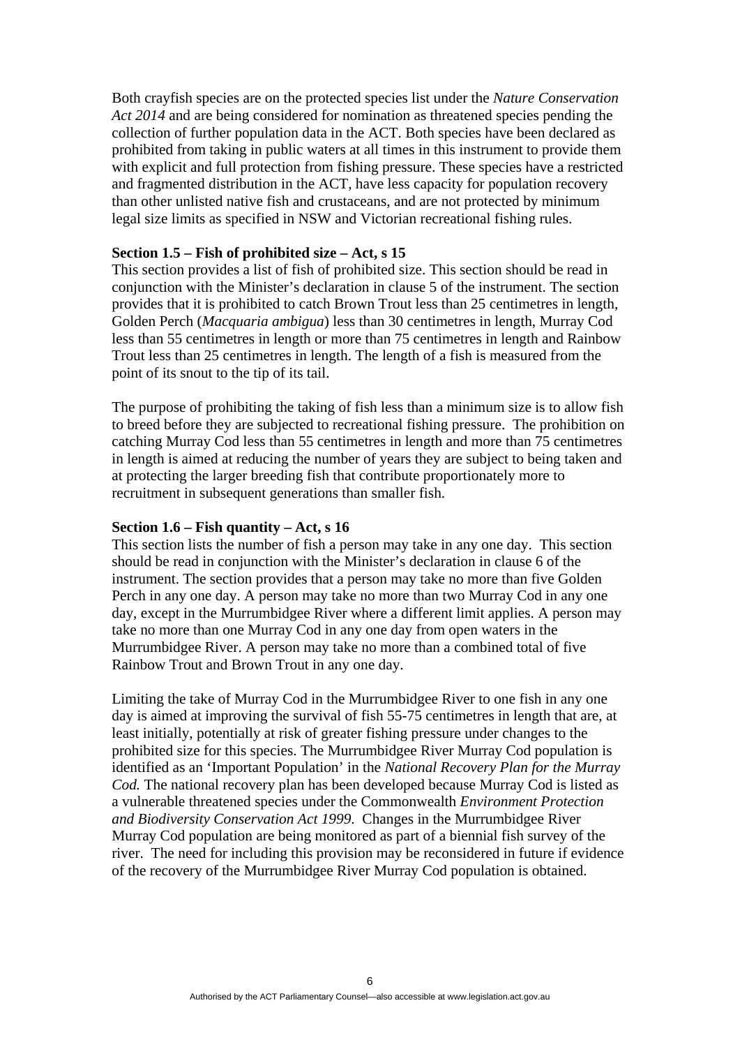Both crayfish species are on the protected species list under the *Nature Conservation Act 2014* and are being considered for nomination as threatened species pending the collection of further population data in the ACT. Both species have been declared as prohibited from taking in public waters at all times in this instrument to provide them with explicit and full protection from fishing pressure. These species have a restricted and fragmented distribution in the ACT, have less capacity for population recovery than other unlisted native fish and crustaceans, and are not protected by minimum legal size limits as specified in NSW and Victorian recreational fishing rules.

**Section 1.5 – Fish of prohibited size – Act, s 15**

This section provides a list of fish of prohibited size. This section should be read in conjunction with the Minister's declaration in clause 5 of the instrument. The section provides that it is prohibited to catch Brown Trout less than 25 centimetres in length, Golden Perch (*Macquaria ambigua*) less than 30 centimetres in length, Murray Cod less than 55 centimetres in length or more than 75 centimetres in length and Rainbow Trout less than 25 centimetres in length. The length of a fish is measured from the point of its snout to the tip of its tail.

The purpose of prohibiting the taking of fish less than a minimum size is to allow fish to breed before they are subjected to recreational fishing pressure. The prohibition on catching Murray Cod less than 55 centimetres in length and more than 75 centimetres in length is aimed at reducing the number of years they are subject to being taken and at protecting the larger breeding fish that contribute proportionately more to recruitment in subsequent generations than smaller fish.

**Section 1.6 – Fish quantity – Act, s 16**

This section lists the number of fish a person may take in any one day. This section should be read in conjunction with the Minister's declaration in clause 6 of the instrument. The section provides that a person may take no more than five Golden Perch in any one day. A person may take no more than two Murray Cod in any one day, except in the Murrumbidgee River where a different limit applies. A person may take no more than one Murray Cod in any one day from open waters in the Murrumbidgee River. A person may take no more than a combined total of five Rainbow Trout and Brown Trout in any one day.

Limiting the take of Murray Cod in the Murrumbidgee River to one fish in any one day is aimed at improving the survival of fish 55-75 centimetres in length that are, at least initially, potentially at risk of greater fishing pressure under changes to the prohibited size for this species. The Murrumbidgee River Murray Cod population is identified as an 'Important Population' in the *National Recovery Plan for the Murray Cod.* The national recovery plan has been developed because Murray Cod is listed as a vulnerable threatened species under the Commonwealth *Environment Protection and Biodiversity Conservation Act 1999*. Changes in the Murrumbidgee River Murray Cod population are being monitored as part of a biennial fish survey of the river. The need for including this provision may be reconsidered in future if evidence of the recovery of the Murrumbidgee River Murray Cod population is obtained.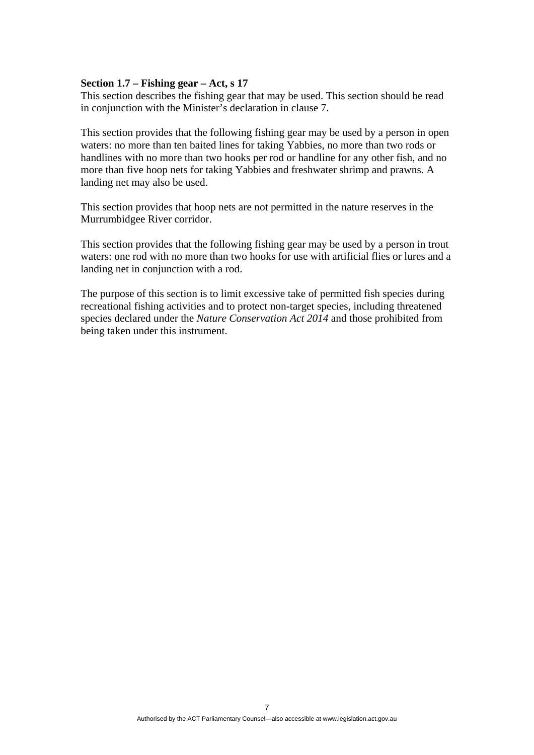**Section 1.7 – Fishing gear – Act, s 17**

This section describes the fishing gear that may be used. This section should be read in conjunction with the Minister's declaration in clause 7.

This section provides that the following fishing gear may be used by a person in open waters: no more than ten baited lines for taking Yabbies, no more than two rods or handlines with no more than two hooks per rod or handline for any other fish, and no more than five hoop nets for taking Yabbies and freshwater shrimp and prawns. A landing net may also be used.

This section provides that hoop nets are not permitted in the nature reserves in the Murrumbidgee River corridor.

This section provides that the following fishing gear may be used by a person in trout waters: one rod with no more than two hooks for use with artificial flies or lures and a landing net in conjunction with a rod.

The purpose of this section is to limit excessive take of permitted fish species during recreational fishing activities and to protect non-target species, including threatened species declared under the *Nature Conservation Act 2014* and those prohibited from being taken under this instrument.